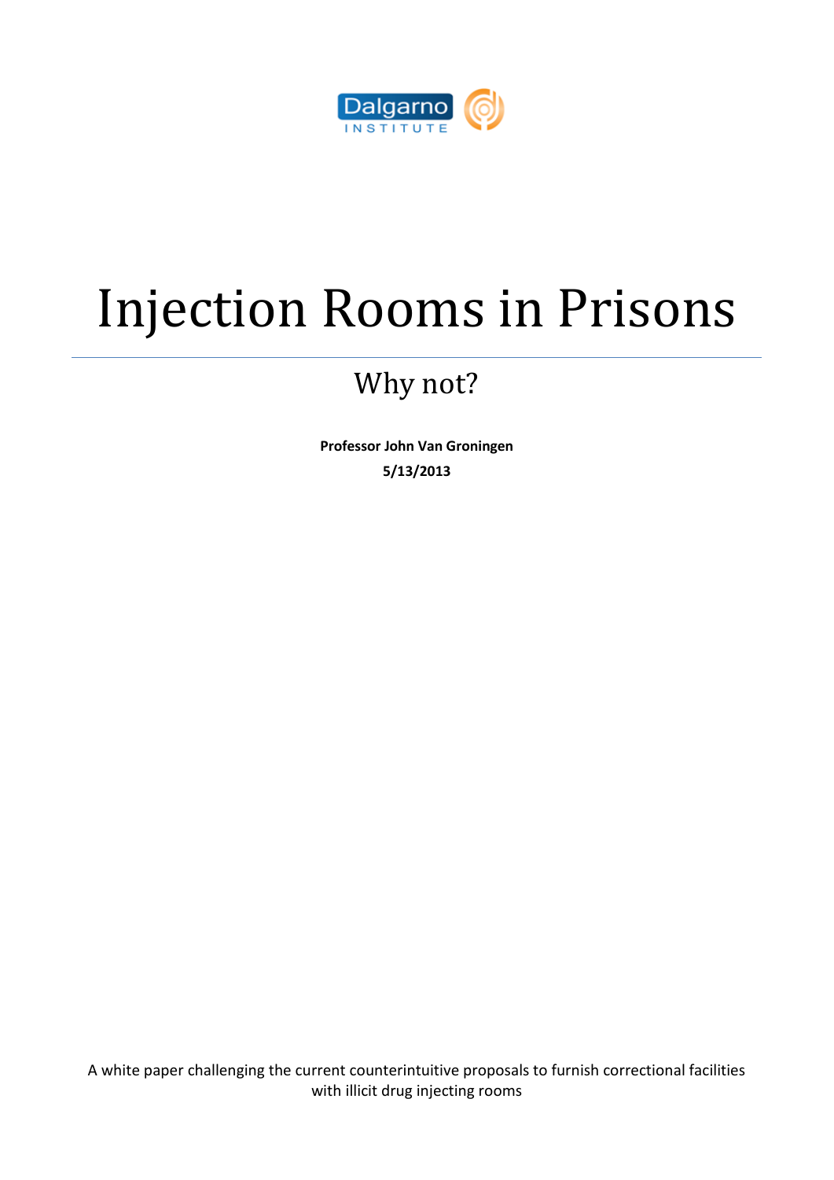Dalgarno INSTITUTE

# Injection Rooms in Prisons

## Why not?

**Professor John Van Groningen**
**5/13/2013**

A white paper challenging the current counterintuitive proposals to furnish correctional facilities with illicit drug injecting rooms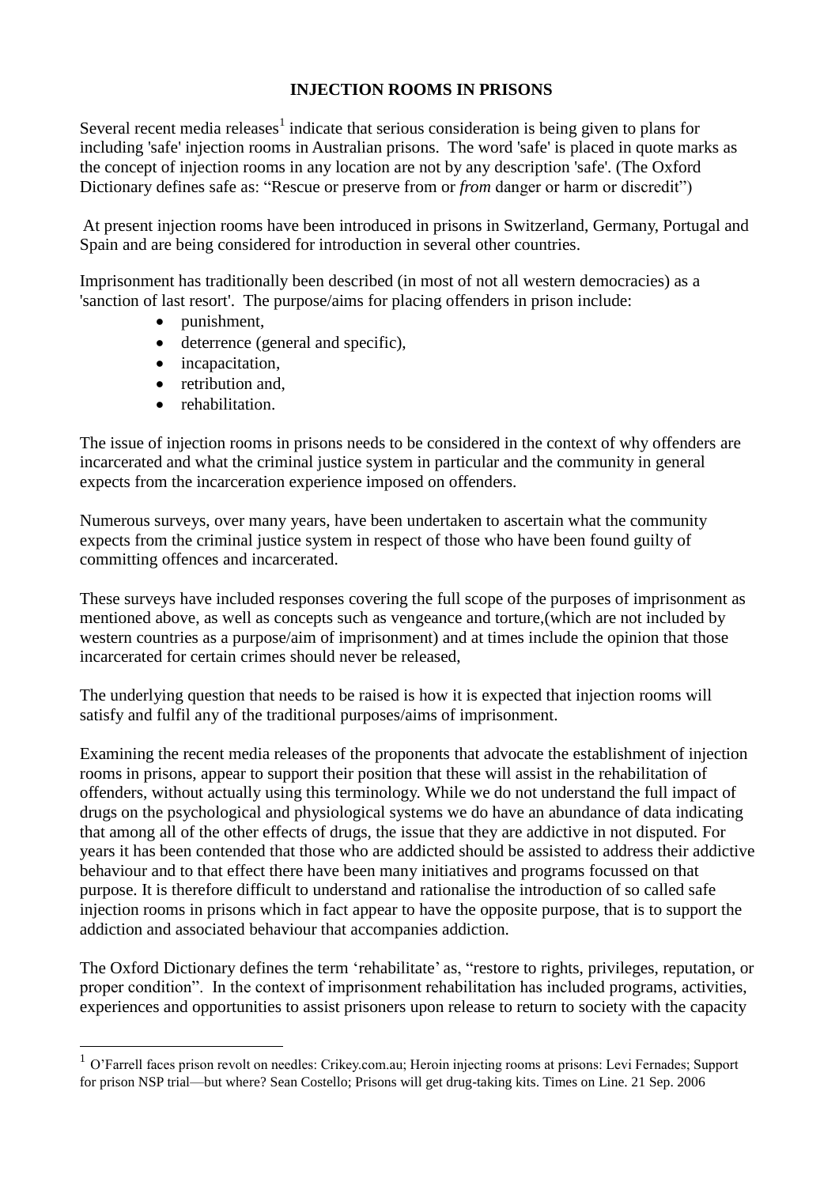**INJECTION ROOMS IN PRISONS**

Several recent media releases[1] indicate that serious consideration is being given to plans for including 'safe' injection rooms in Australian prisons. The word 'safe' is placed in quote marks as the concept of injection rooms in any location are not by any description 'safe'. (The Oxford Dictionary defines safe as: "Rescue or preserve from or *from* danger or harm or discredit")

At present injection rooms have been introduced in prisons in Switzerland, Germany, Portugal and Spain and are being considered for introduction in several other countries.

Imprisonment has traditionally been described (in most of not all western democracies) as a 'sanction of last resort'. The purpose/aims for placing offenders in prison include:

- punishment,
- deterrence (general and specific),
- incapacitation,
- retribution and,
- rehabilitation.

The issue of injection rooms in prisons needs to be considered in the context of why offenders are incarcerated and what the criminal justice system in particular and the community in general expects from the incarceration experience imposed on offenders.

Numerous surveys, over many years, have been undertaken to ascertain what the community expects from the criminal justice system in respect of those who have been found guilty of committing offences and incarcerated.

These surveys have included responses covering the full scope of the purposes of imprisonment as mentioned above, as well as concepts such as vengeance and torture,(which are not included by western countries as a purpose/aim of imprisonment) and at times include the opinion that those incarcerated for certain crimes should never be released,

The underlying question that needs to be raised is how it is expected that injection rooms will satisfy and fulfil any of the traditional purposes/aims of imprisonment.

Examining the recent media releases of the proponents that advocate the establishment of injection rooms in prisons, appear to support their position that these will assist in the rehabilitation of offenders, without actually using this terminology. While we do not understand the full impact of drugs on the psychological and physiological systems we do have an abundance of data indicating that among all of the other effects of drugs, the issue that they are addictive in not disputed. For years it has been contended that those who are addicted should be assisted to address their addictive behaviour and to that effect there have been many initiatives and programs focussed on that purpose. It is therefore difficult to understand and rationalise the introduction of so called safe injection rooms in prisons which in fact appear to have the opposite purpose, that is to support the addiction and associated behaviour that accompanies addiction.

The Oxford Dictionary defines the term 'rehabilitate' as, "restore to rights, privileges, reputation, or proper condition". In the context of imprisonment rehabilitation has included programs, activities, experiences and opportunities to assist prisoners upon release to return to society with the capacity

---

[1] O'Farrell faces prison revolt on needles: Crikey.com.au; Heroin injecting rooms at prisons: Levi Fernades; Support for prison NSP trial—but where? Sean Costello; Prisons will get drug-taking kits. Times on Line. 21 Sep. 2006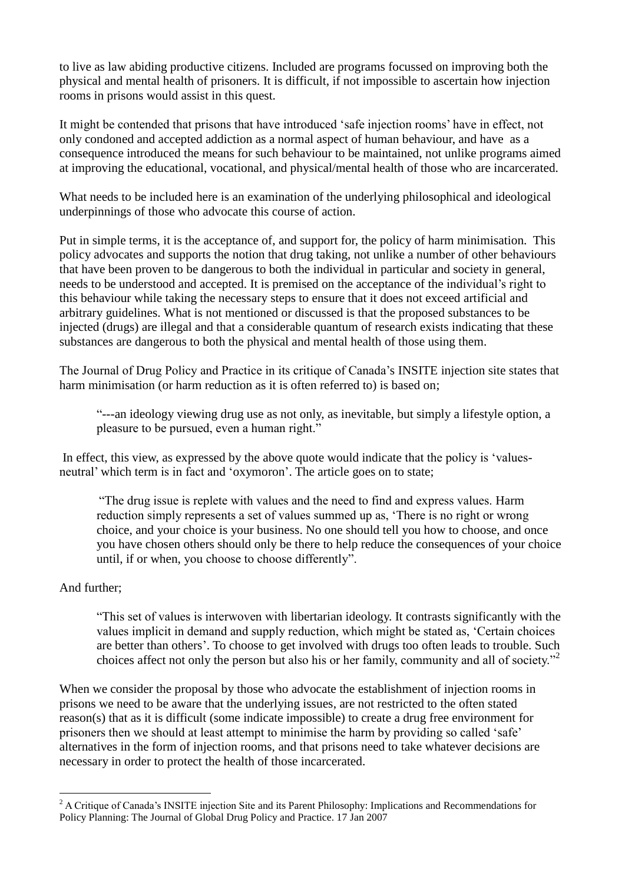to live as law abiding productive citizens. Included are programs focussed on improving both the physical and mental health of prisoners. It is difficult, if not impossible to ascertain how injection rooms in prisons would assist in this quest.

It might be contended that prisons that have introduced 'safe injection rooms' have in effect, not only condoned and accepted addiction as a normal aspect of human behaviour, and have as a consequence introduced the means for such behaviour to be maintained, not unlike programs aimed at improving the educational, vocational, and physical/mental health of those who are incarcerated.

What needs to be included here is an examination of the underlying philosophical and ideological underpinnings of those who advocate this course of action.

Put in simple terms, it is the acceptance of, and support for, the policy of harm minimisation. This policy advocates and supports the notion that drug taking, not unlike a number of other behaviours that have been proven to be dangerous to both the individual in particular and society in general, needs to be understood and accepted. It is premised on the acceptance of the individual's right to this behaviour while taking the necessary steps to ensure that it does not exceed artificial and arbitrary guidelines. What is not mentioned or discussed is that the proposed substances to be injected (drugs) are illegal and that a considerable quantum of research exists indicating that these substances are dangerous to both the physical and mental health of those using them.

The Journal of Drug Policy and Practice in its critique of Canada's INSITE injection site states that harm minimisation (or harm reduction as it is often referred to) is based on;

> "---an ideology viewing drug use as not only, as inevitable, but simply a lifestyle option, a pleasure to be pursued, even a human right."

In effect, this view, as expressed by the above quote would indicate that the policy is 'values-neutral' which term is in fact and 'oxymoron'. The article goes on to state;

> "The drug issue is replete with values and the need to find and express values. Harm reduction simply represents a set of values summed up as, 'There is no right or wrong choice, and your choice is your business. No one should tell you how to choose, and once you have chosen others should only be there to help reduce the consequences of your choice until, if or when, you choose to choose differently".

And further;

> "This set of values is interwoven with libertarian ideology. It contrasts significantly with the values implicit in demand and supply reduction, which might be stated as, 'Certain choices are better than others'. To choose to get involved with drugs too often leads to trouble. Such choices affect not only the person but also his or her family, community and all of society."[2]

When we consider the proposal by those who advocate the establishment of injection rooms in prisons we need to be aware that the underlying issues, are not restricted to the often stated reason(s) that as it is difficult (some indicate impossible) to create a drug free environment for prisoners then we should at least attempt to minimise the harm by providing so called 'safe' alternatives in the form of injection rooms, and that prisons need to take whatever decisions are necessary in order to protect the health of those incarcerated.

---

[2] A Critique of Canada's INSITE injection Site and its Parent Philosophy: Implications and Recommendations for Policy Planning: The Journal of Global Drug Policy and Practice. 17 Jan 2007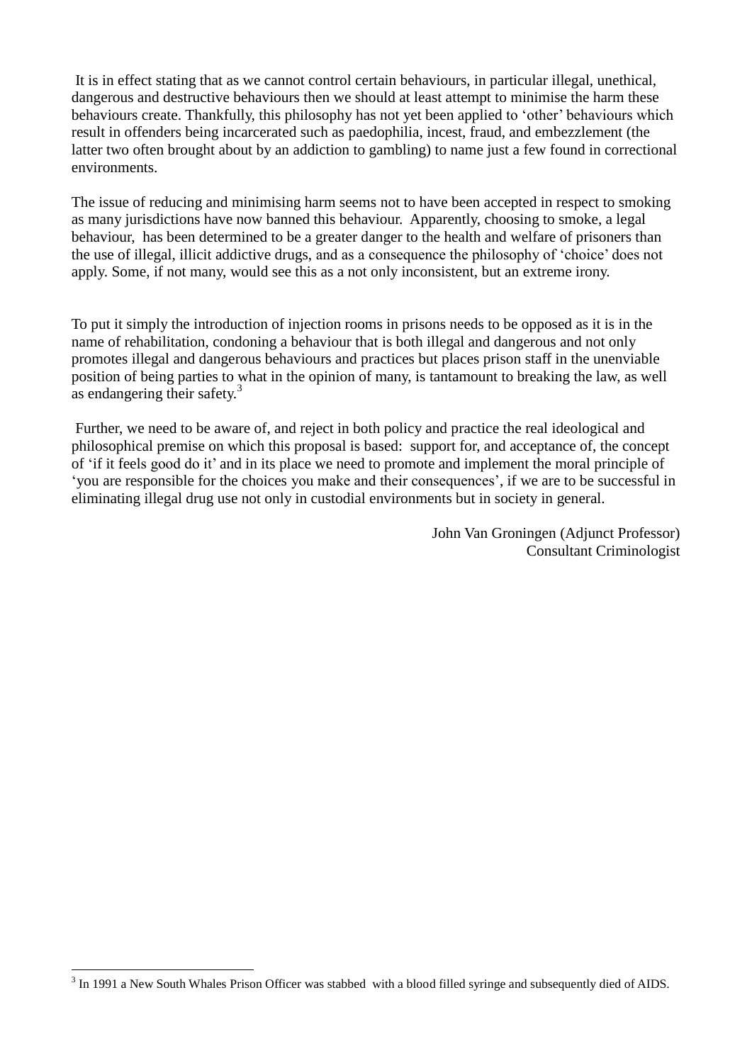It is in effect stating that as we cannot control certain behaviours, in particular illegal, unethical, dangerous and destructive behaviours then we should at least attempt to minimise the harm these behaviours create. Thankfully, this philosophy has not yet been applied to 'other' behaviours which result in offenders being incarcerated such as paedophilia, incest, fraud, and embezzlement (the latter two often brought about by an addiction to gambling) to name just a few found in correctional environments.

The issue of reducing and minimising harm seems not to have been accepted in respect to smoking as many jurisdictions have now banned this behaviour. Apparently, choosing to smoke, a legal behaviour, has been determined to be a greater danger to the health and welfare of prisoners than the use of illegal, illicit addictive drugs, and as a consequence the philosophy of 'choice' does not apply. Some, if not many, would see this as a not only inconsistent, but an extreme irony.

To put it simply the introduction of injection rooms in prisons needs to be opposed as it is in the name of rehabilitation, condoning a behaviour that is both illegal and dangerous and not only promotes illegal and dangerous behaviours and practices but places prison staff in the unenviable position of being parties to what in the opinion of many, is tantamount to breaking the law, as well as endangering their safety.[3]

Further, we need to be aware of, and reject in both policy and practice the real ideological and philosophical premise on which this proposal is based: support for, and acceptance of, the concept of 'if it feels good do it' and in its place we need to promote and implement the moral principle of 'you are responsible for the choices you make and their consequences', if we are to be successful in eliminating illegal drug use not only in custodial environments but in society in general.

John Van Groningen (Adjunct Professor)
Consultant Criminologist

[3] In 1991 a New South Whales Prison Officer was stabbed with a blood filled syringe and subsequently died of AIDS.